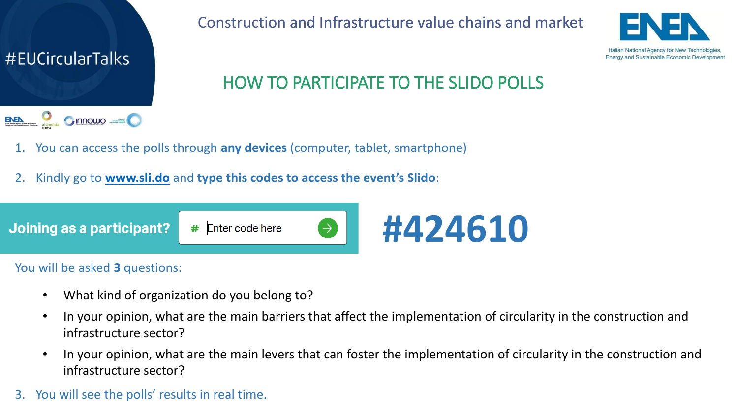#EUCircularTalks

Construction and Infrastructure value chains and market

ENEA – Italian National Agency for New Technologies, Energy and Sustainable Economic Development

## HOW TO PARTICIPATE TO THE SLIDO POLLS

1. You can access the polls through **any devices** (computer, tablet, smartphone)
2. Kindly go to **[www.sli.do](www.sli.do)** and **type this codes to access the event's Slido**:

**Joining as a participant?** # Enter code here

# #424610

You will be asked **3** questions:

- What kind of organization do you belong to?
- In your opinion, what are the main barriers that affect the implementation of circularity in the construction and infrastructure sector?
- In your opinion, what are the main levers that can foster the implementation of circularity in the construction and infrastructure sector?

3. You will see the polls' results in real time.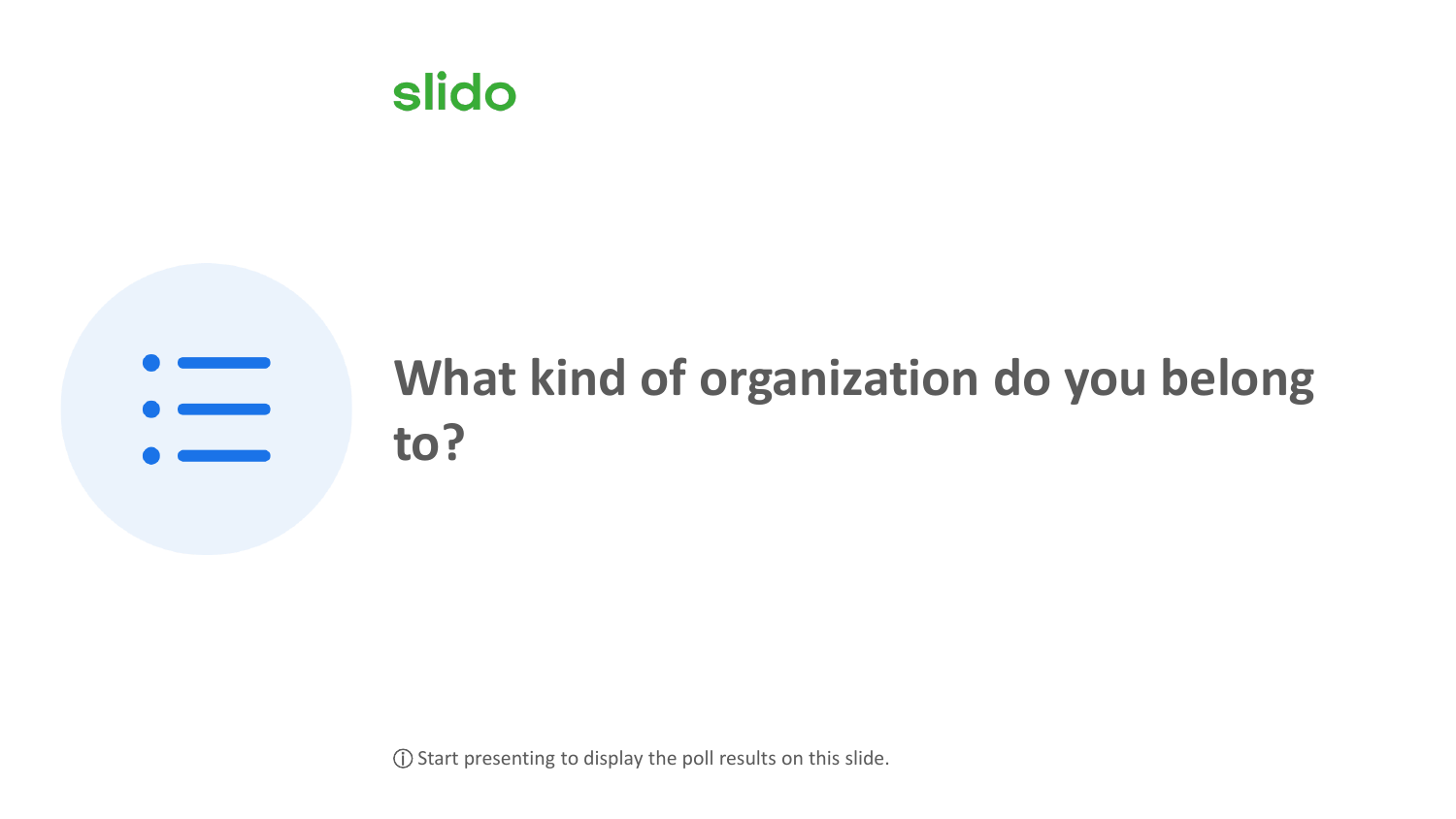slido

# What kind of organization do you belong to?

ⓘ Start presenting to display the poll results on this slide.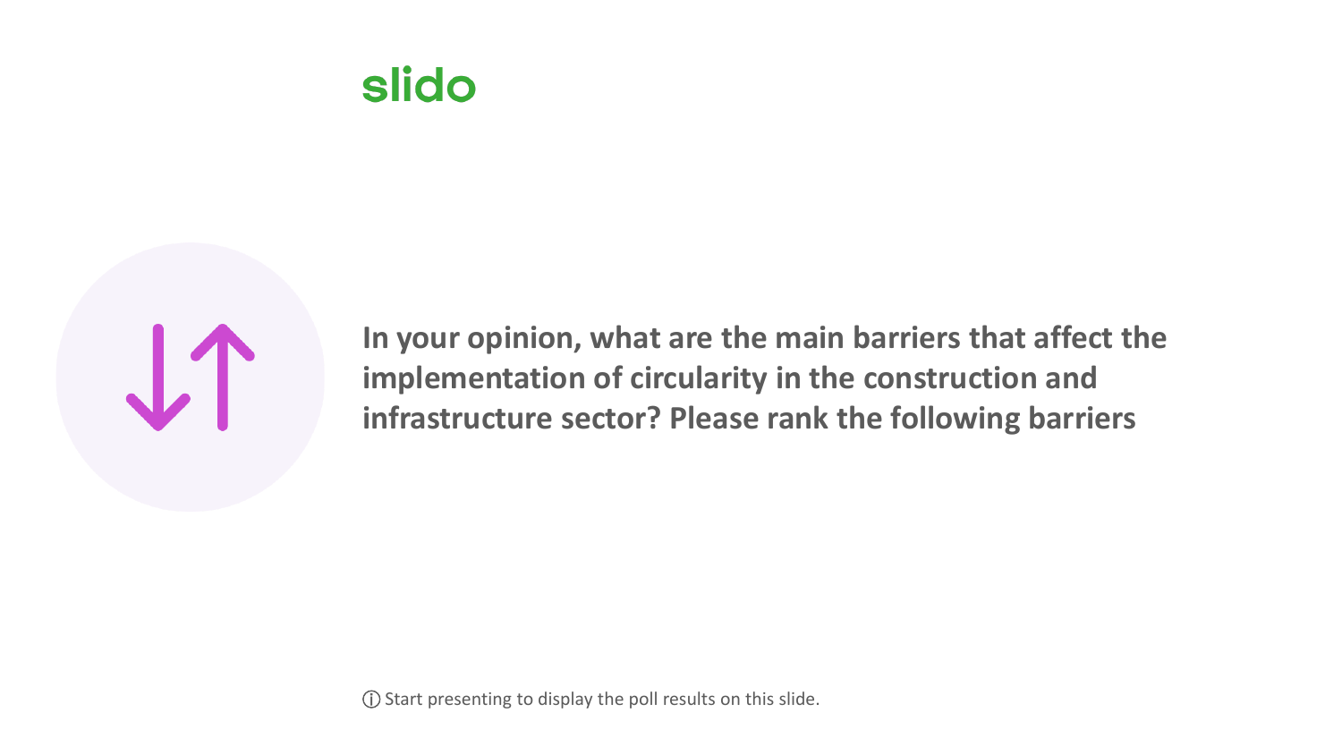slido

**In your opinion, what are the main barriers that affect the implementation of circularity in the construction and infrastructure sector? Please rank the following barriers**

ⓘ Start presenting to display the poll results on this slide.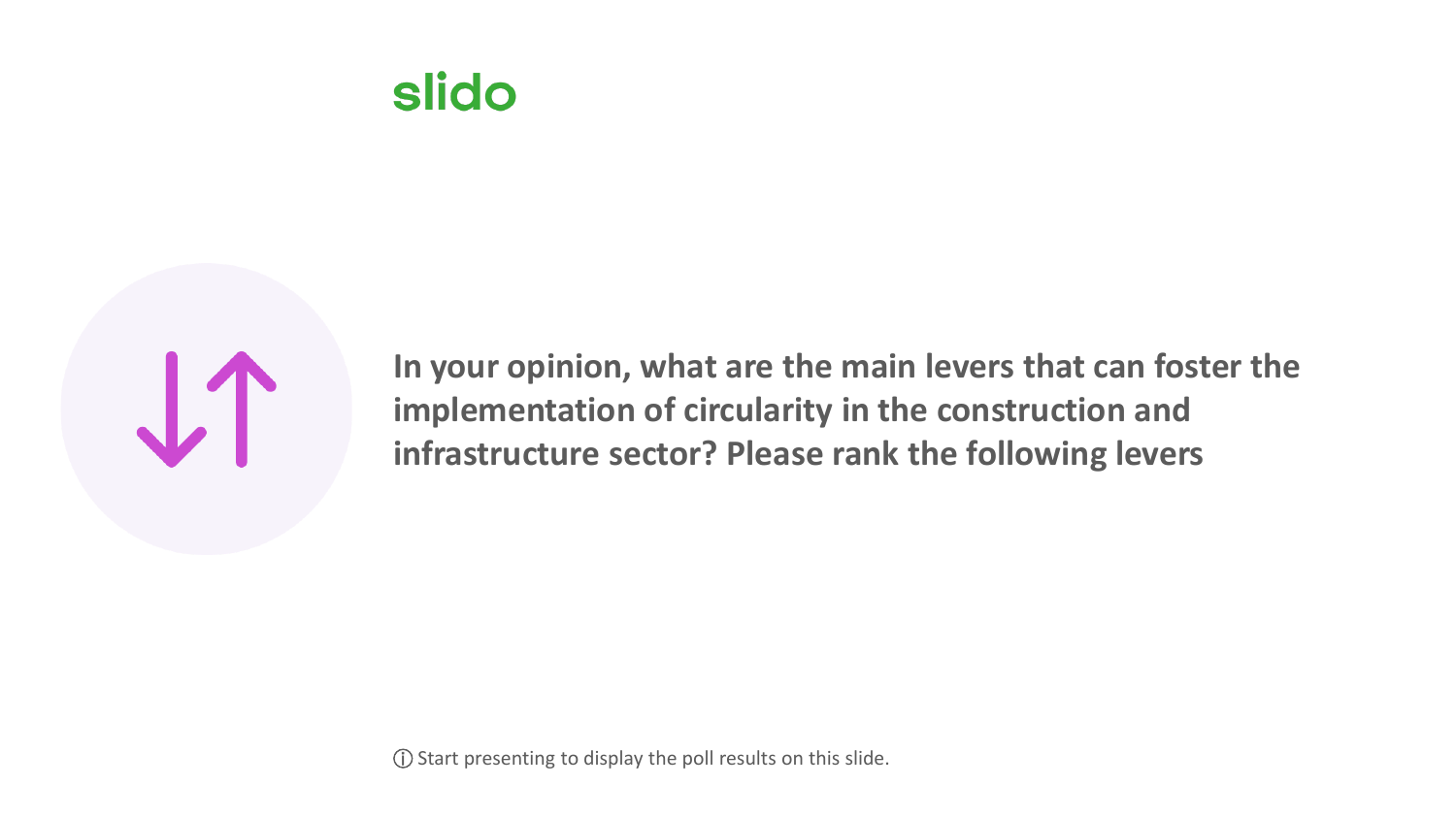slido

**In your opinion, what are the main levers that can foster the implementation of circularity in the construction and infrastructure sector? Please rank the following levers**

ⓘ Start presenting to display the poll results on this slide.